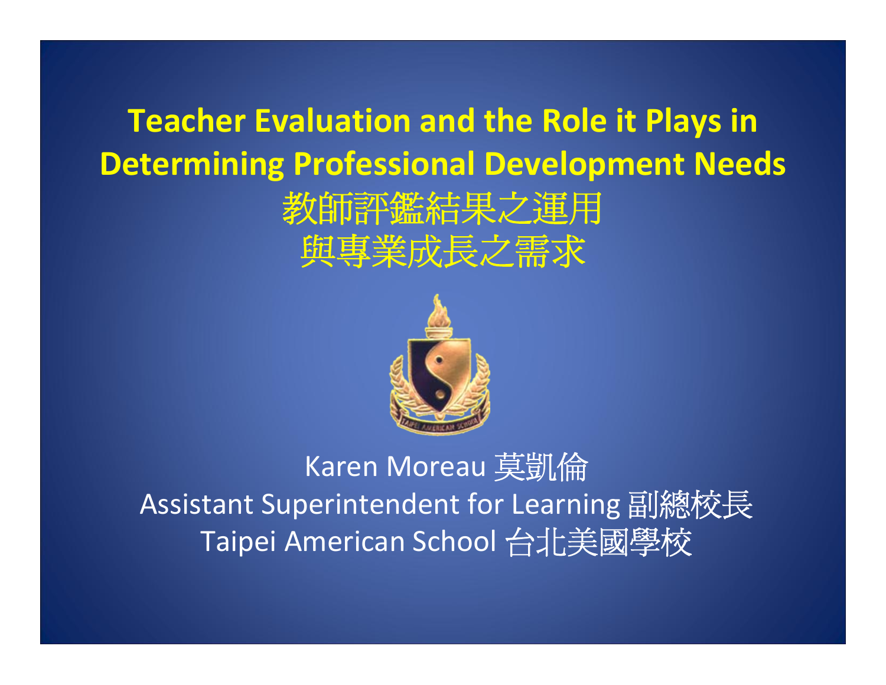# Teacher Evaluation and the Role it Plays in Determining Professional Development Needs

# 教師評鑑結果之運用
# 與專業成長之需求

Karen Moreau 莫凱倫

Assistant Superintendent for Learning 副總校長

Taipei American School 台北美國學校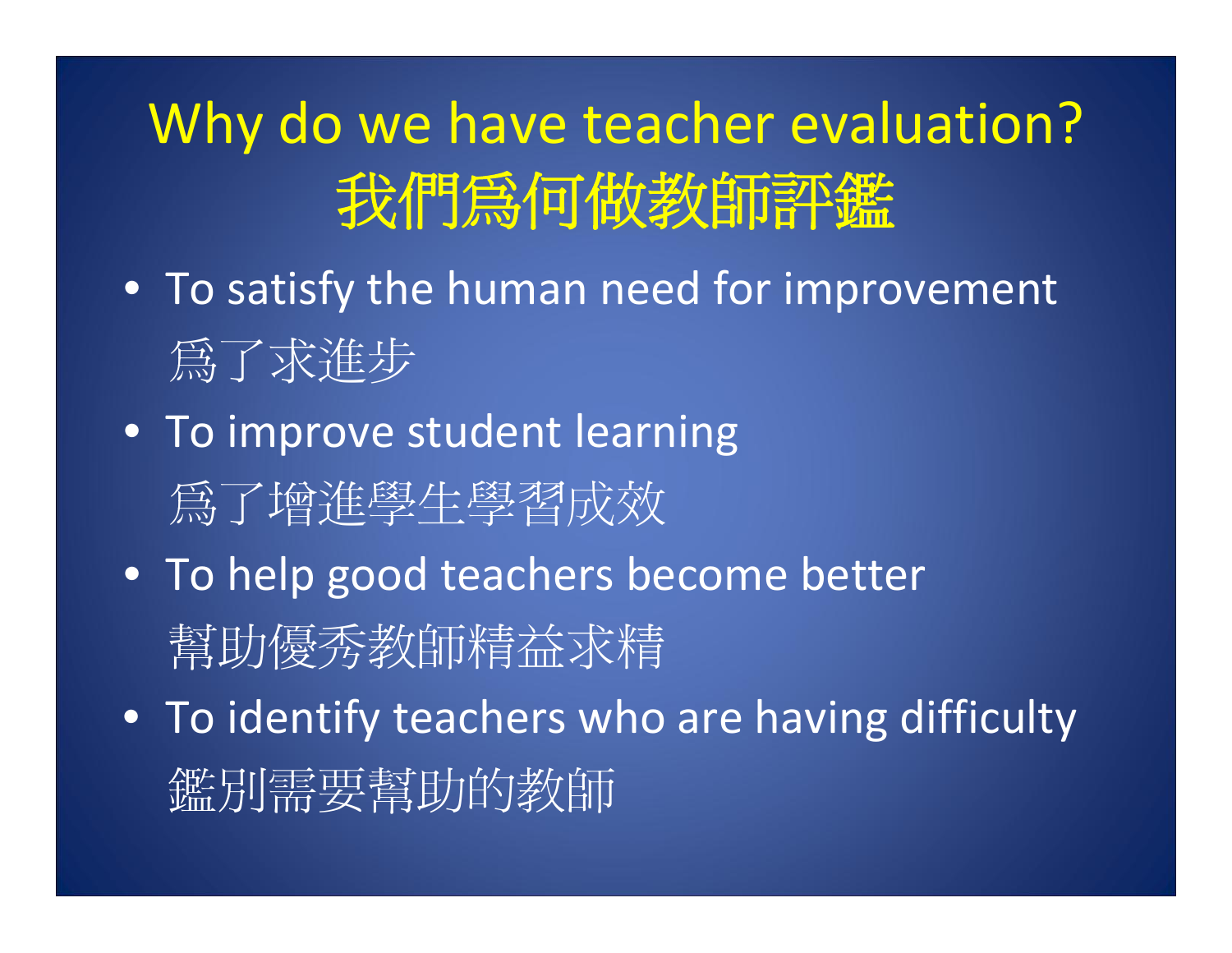# Why do we have teacher evaluation? 我們爲何做教師評鑑

- To satisfy the human need for improvement
  爲了求進步
- To improve student learning
  爲了增進學生學習成效
- To help good teachers become better
  幫助優秀教師精益求精
- To identify teachers who are having difficulty
  鑑別需要幫助的教師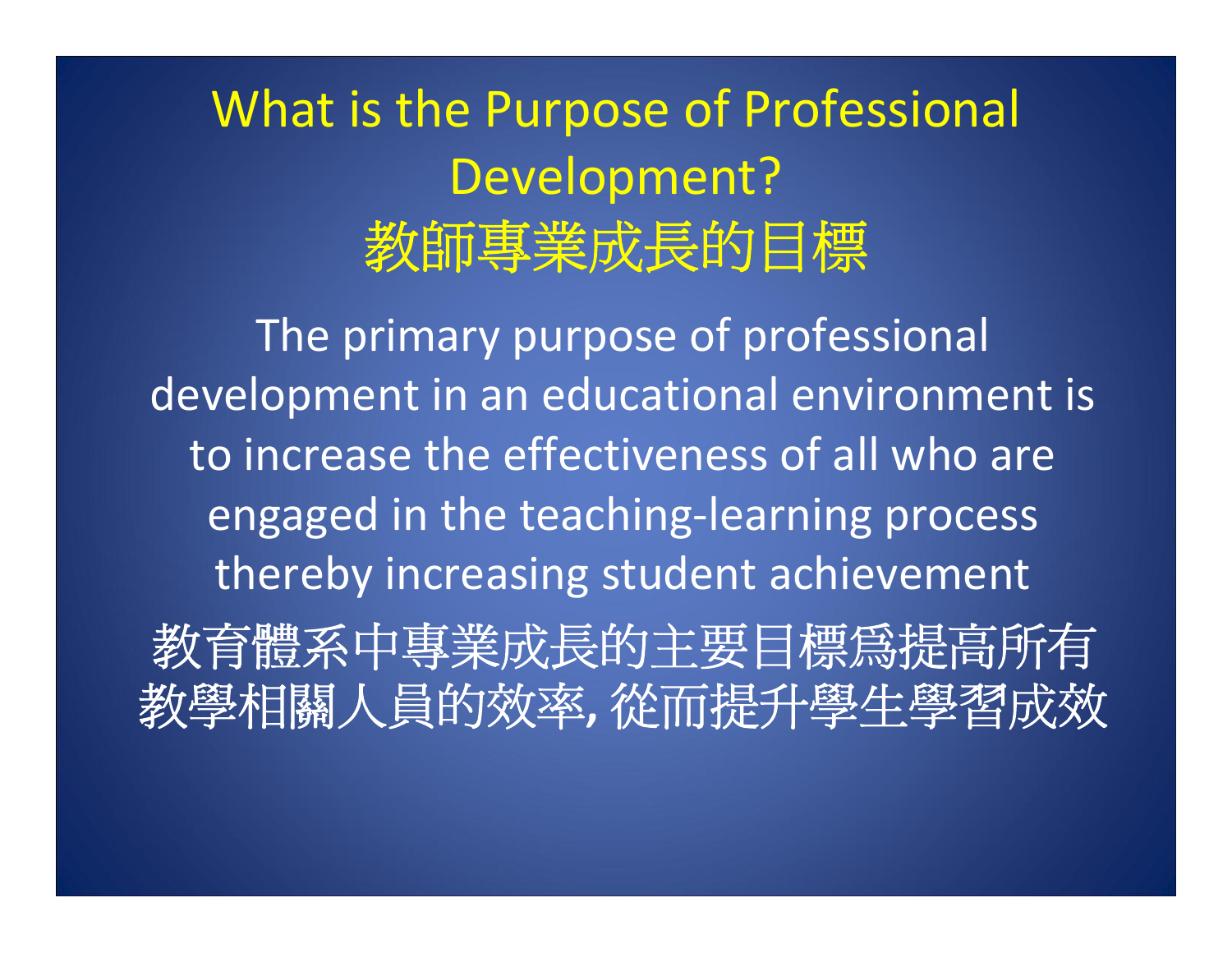# What is the Purpose of Professional Development?
# 教師專業成長的目標

The primary purpose of professional development in an educational environment is to increase the effectiveness of all who are engaged in the teaching-learning process thereby increasing student achievement

教育體系中專業成長的主要目標爲提高所有教學相關人員的效率, 從而提升學生學習成效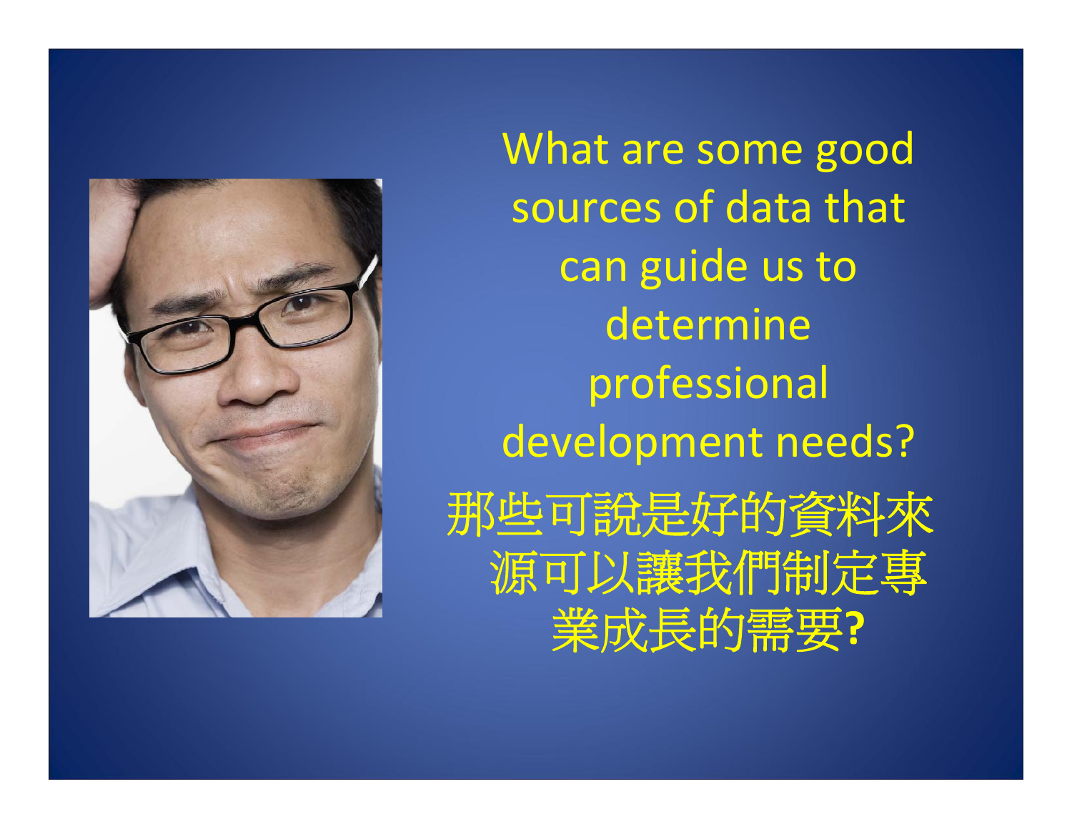What are some good sources of data that can guide us to determine professional development needs?

那些可說是好的資料來源可以讓我們制定專業成長的需要?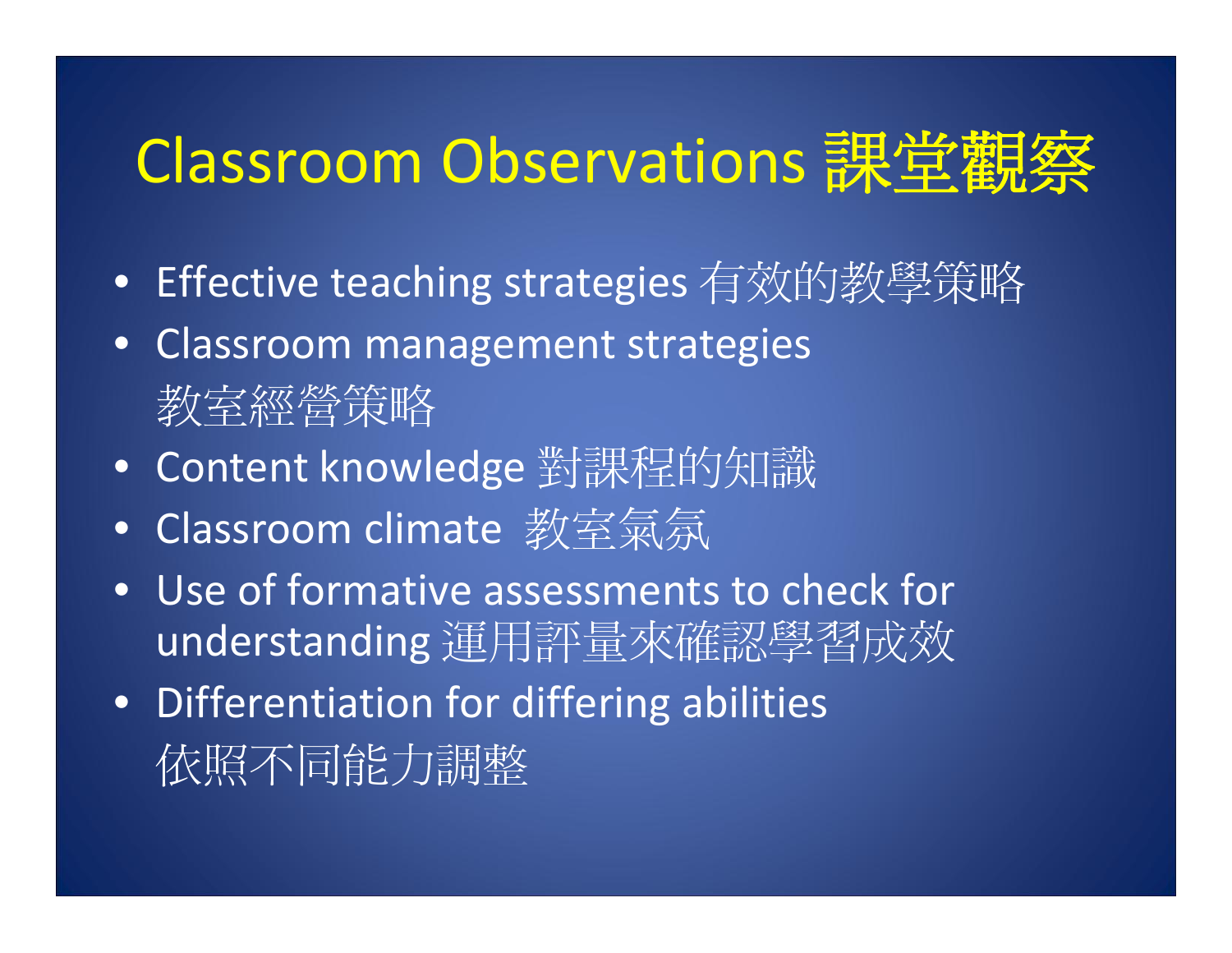# Classroom Observations 課堂觀察

- Effective teaching strategies 有效的教學策略
- Classroom management strategies 教室經營策略
- Content knowledge 對課程的知識
- Classroom climate 教室氣氛
- Use of formative assessments to check for understanding 運用評量來確認學習成效
- Differentiation for differing abilities 依照不同能力調整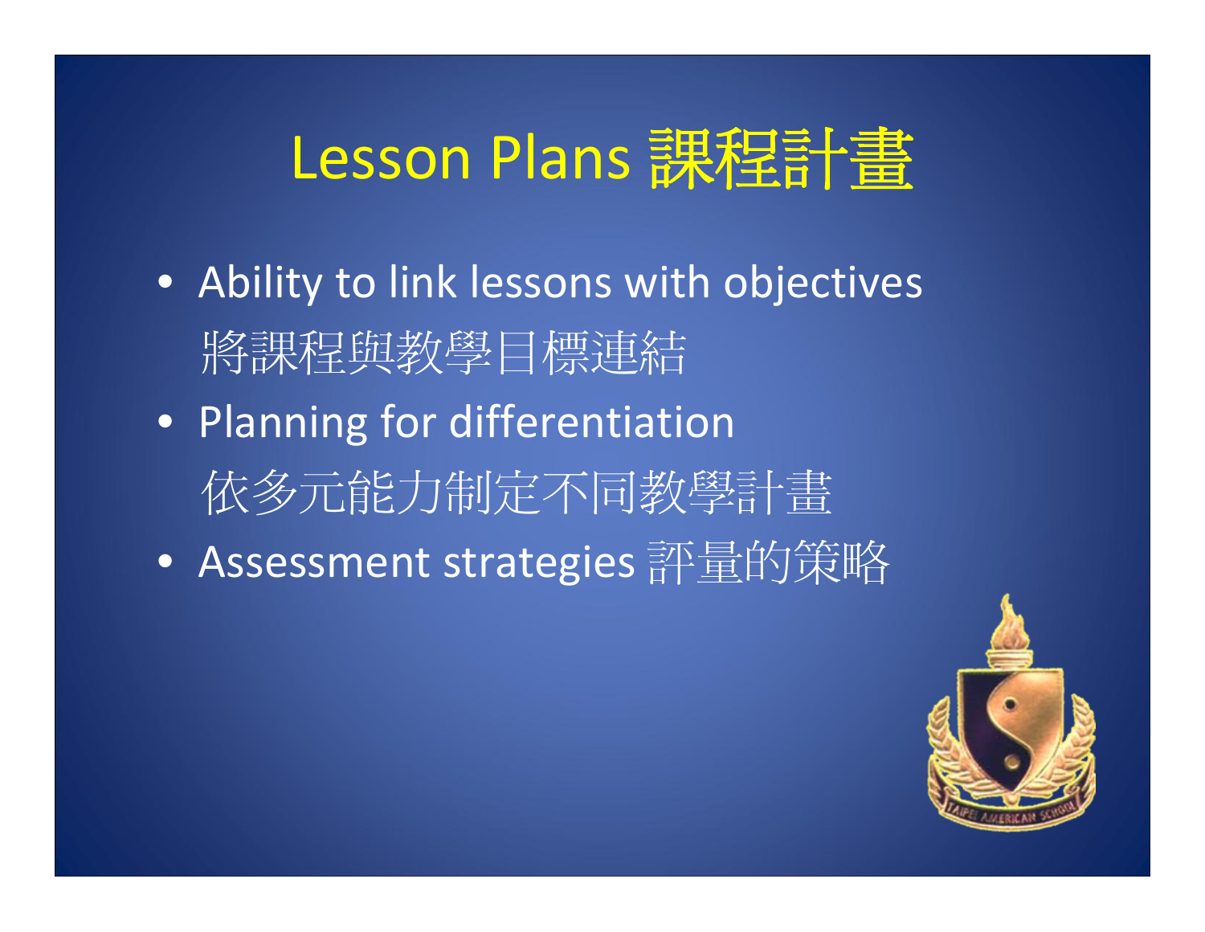# Lesson Plans 課程計畫

- Ability to link lessons with objectives 將課程與教學目標連結
- Planning for differentiation 依多元能力制定不同教學計畫
- Assessment strategies 評量的策略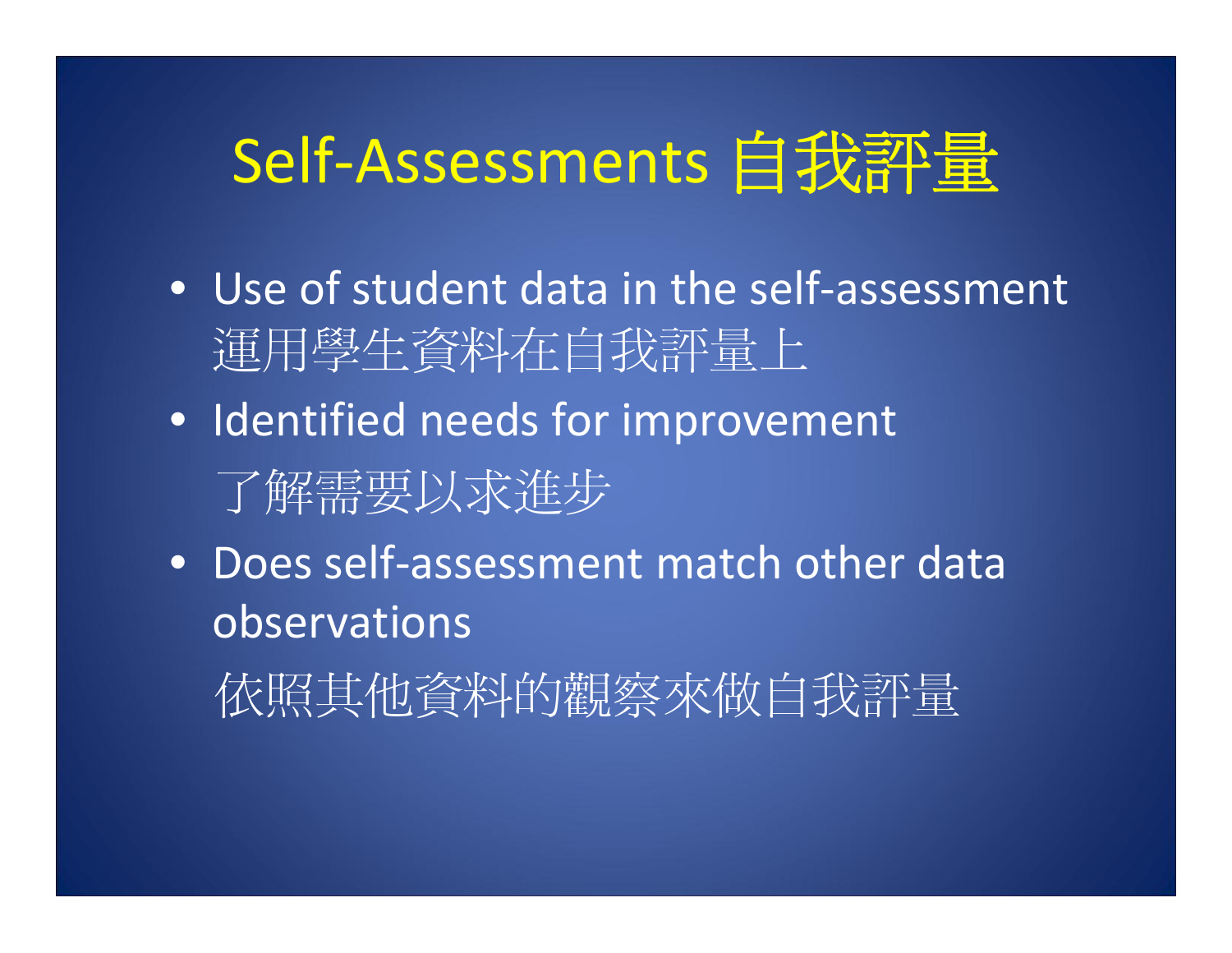# Self-Assessments 自我評量

- Use of student data in the self-assessment
  運用學生資料在自我評量上
- Identified needs for improvement
  了解需要以求進步
- Does self-assessment match other data observations
  依照其他資料的觀察來做自我評量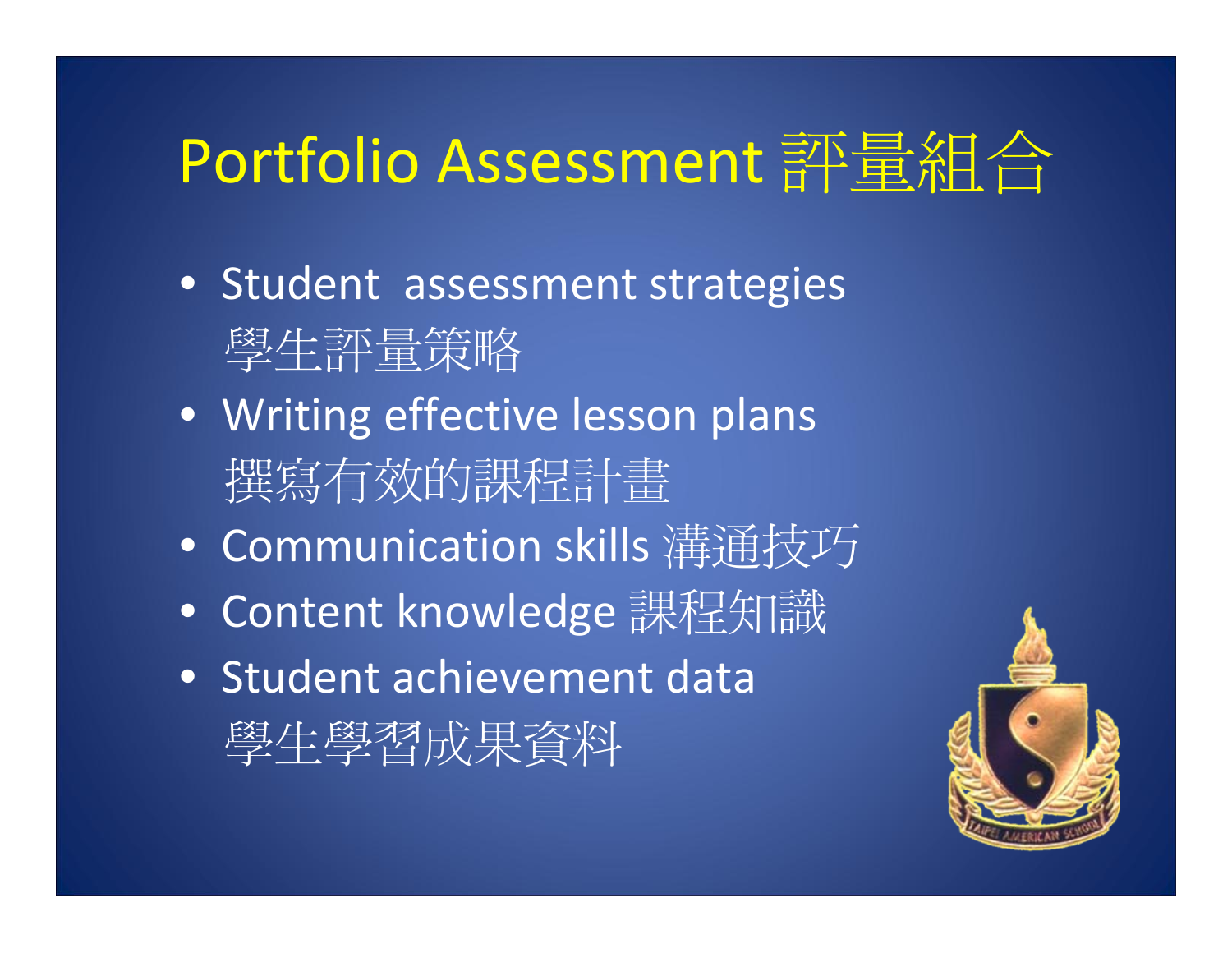# Portfolio Assessment 評量組合

- Student assessment strategies 學生評量策略
- Writing effective lesson plans 撰寫有效的課程計畫
- Communication skills 溝通技巧
- Content knowledge 課程知識
- Student achievement data 學生學習成果資料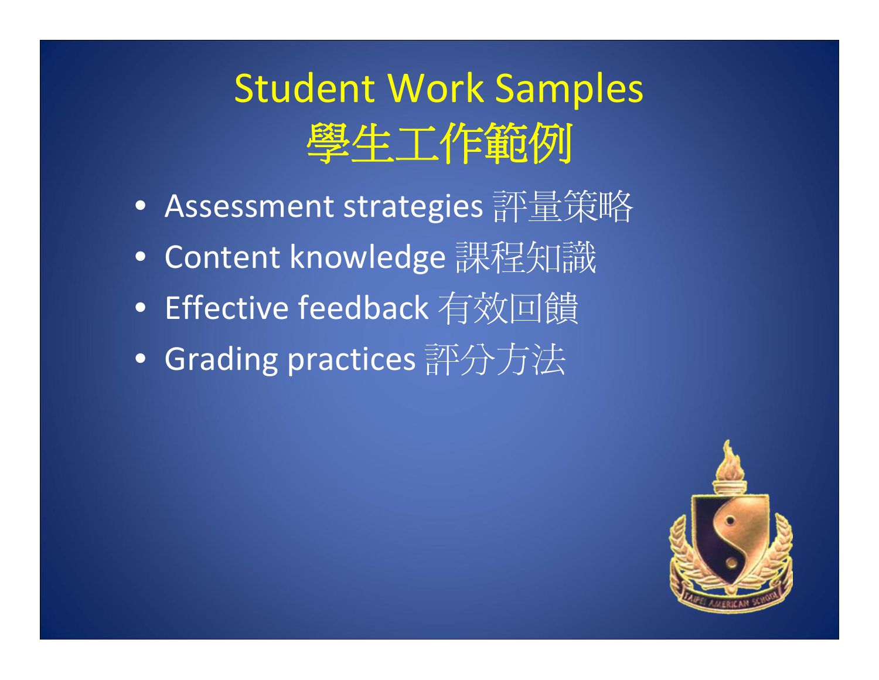# Student Work Samples
# 學生工作範例

- Assessment strategies 評量策略
- Content knowledge 課程知識
- Effective feedback 有效回饋
- Grading practices 評分方法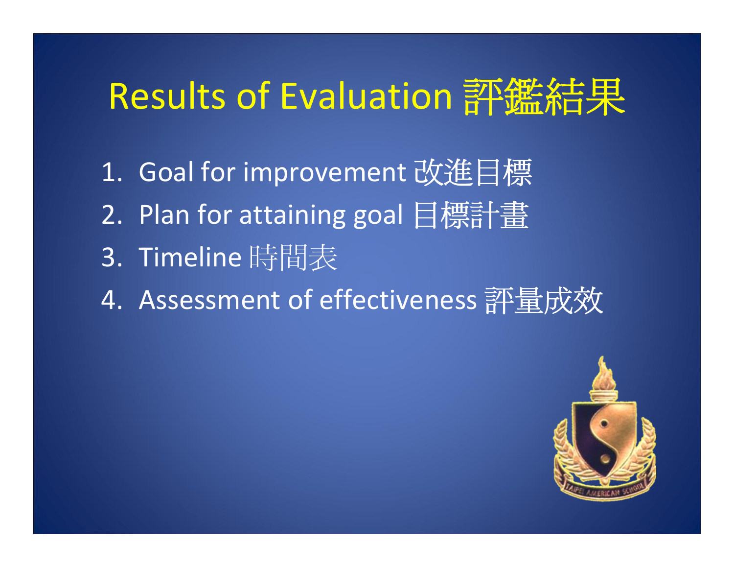# Results of Evaluation 評鑑結果

1. Goal for improvement 改進目標
2. Plan for attaining goal 目標計畫
3. Timeline 時間表
4. Assessment of effectiveness 評量成效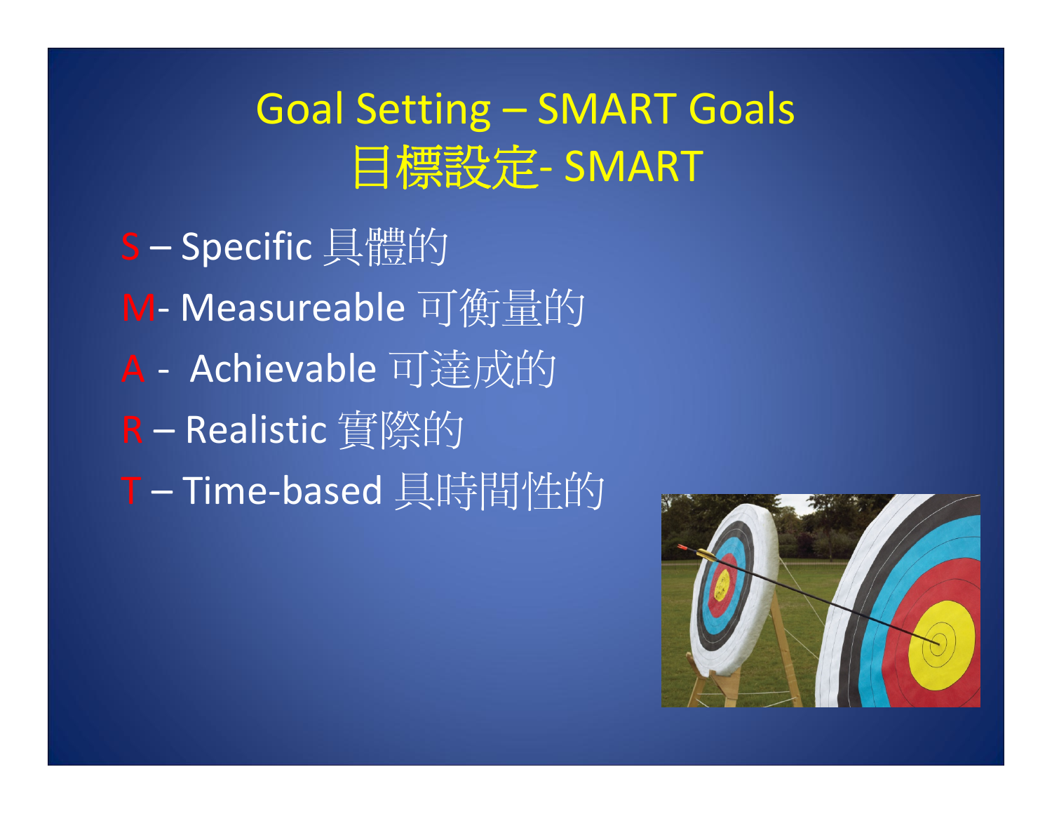# Goal Setting – SMART Goals
# 目標設定- SMART

- S – Specific 具體的
- M- Measureable 可衡量的
- A - Achievable 可達成的
- R – Realistic 實際的
- T – Time-based 具時間性的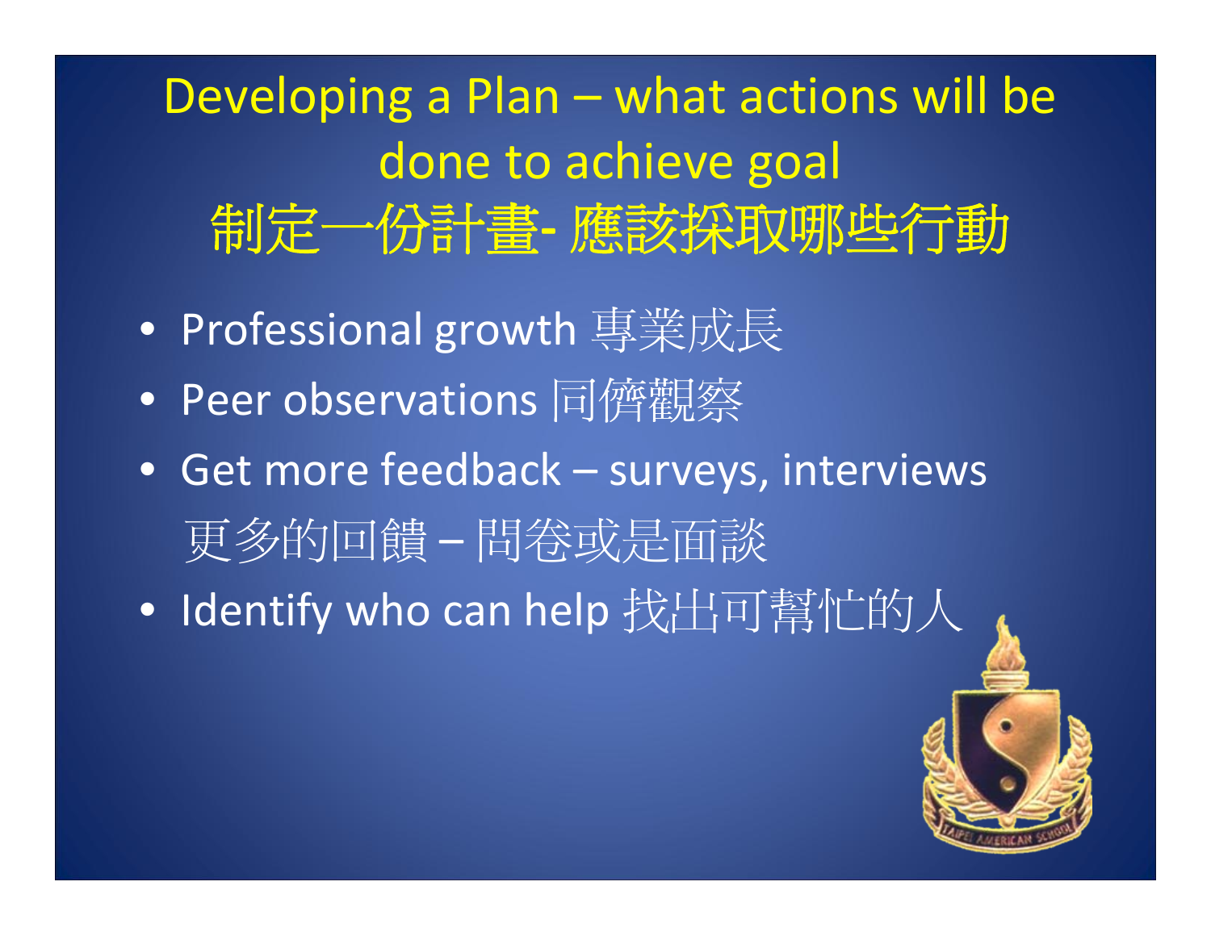# Developing a Plan – what actions will be done to achieve goal 制定一份計畫- 應該採取哪些行動

- Professional growth 專業成長
- Peer observations 同儕觀察
- Get more feedback – surveys, interviews 更多的回饋 – 問卷或是面談
- Identify who can help 找出可幫忙的人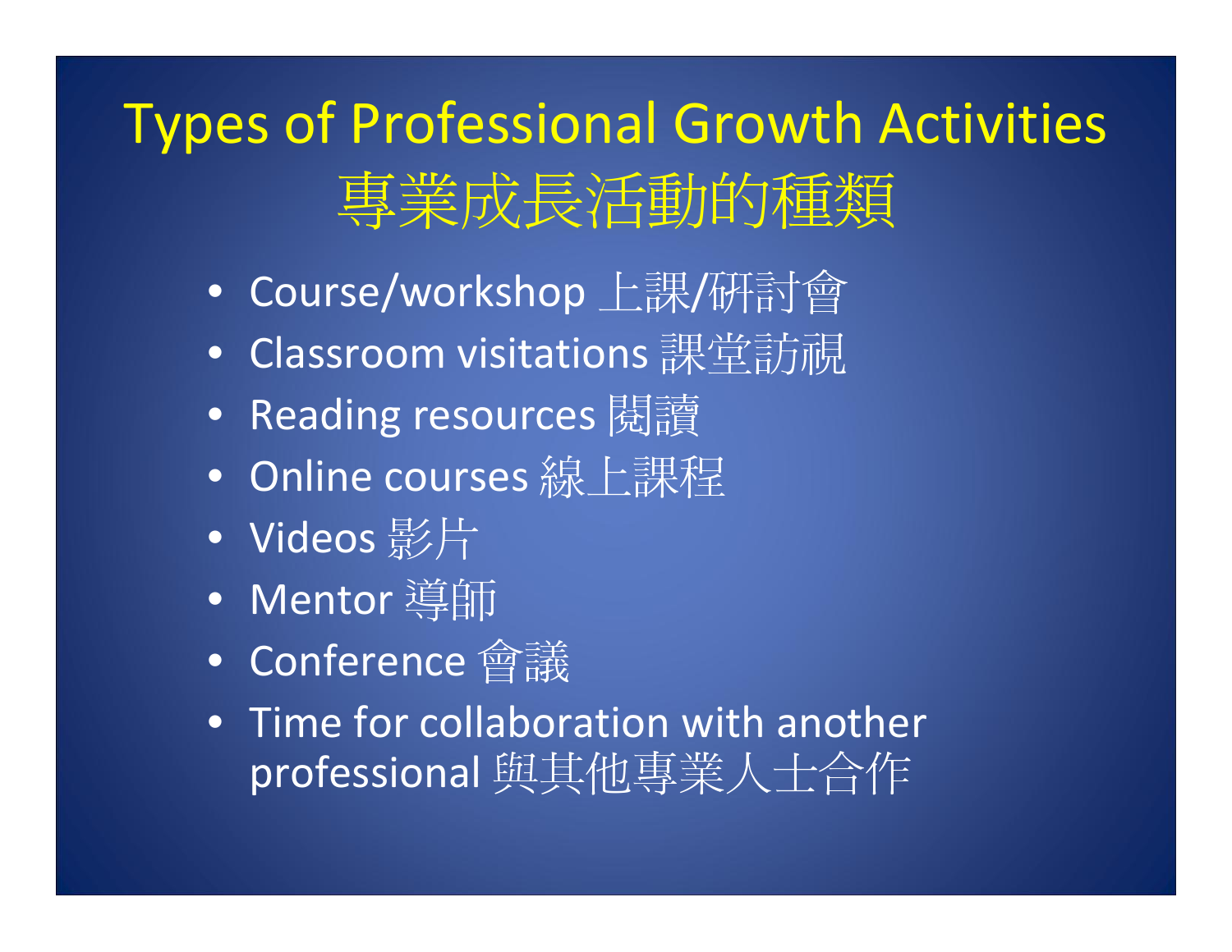# Types of Professional Growth Activities 專業成長活動的種類

- Course/workshop 上課/研討會
- Classroom visitations 課堂訪視
- Reading resources 閱讀
- Online courses 線上課程
- Videos 影片
- Mentor 導師
- Conference 會議
- Time for collaboration with another professional 與其他專業人士合作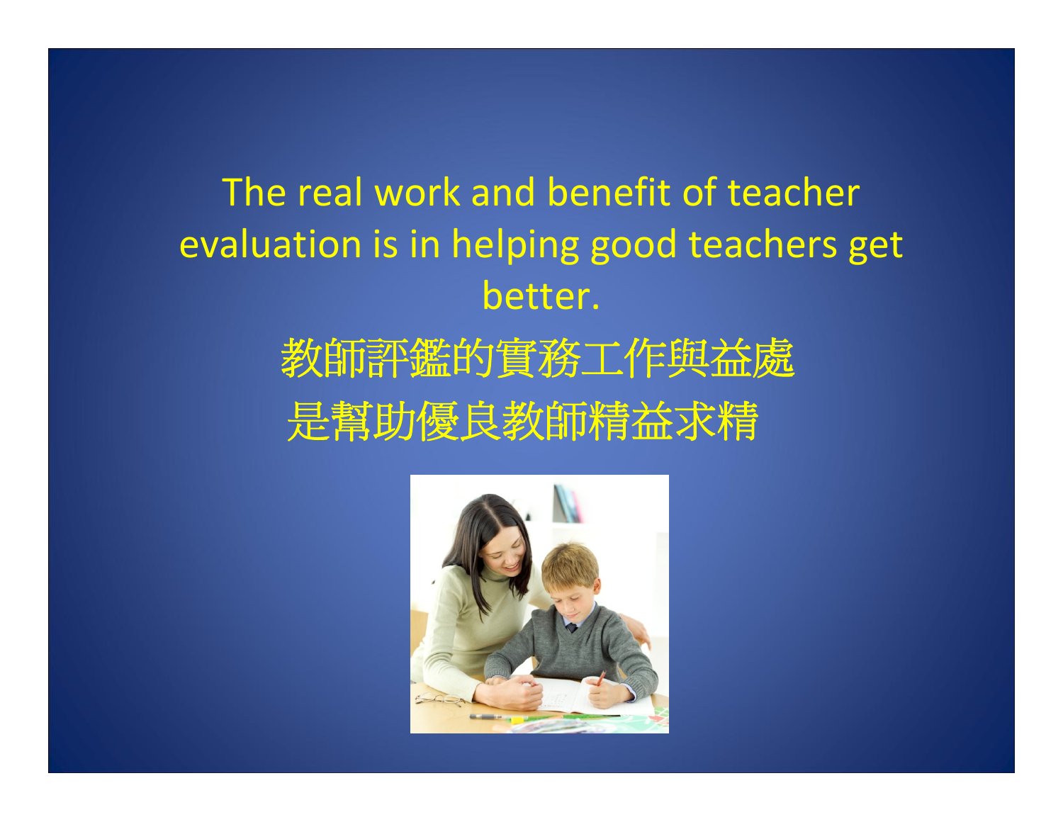The real work and benefit of teacher evaluation is in helping good teachers get better.

教師評鑑的實務工作與益處
是幫助優良教師精益求精